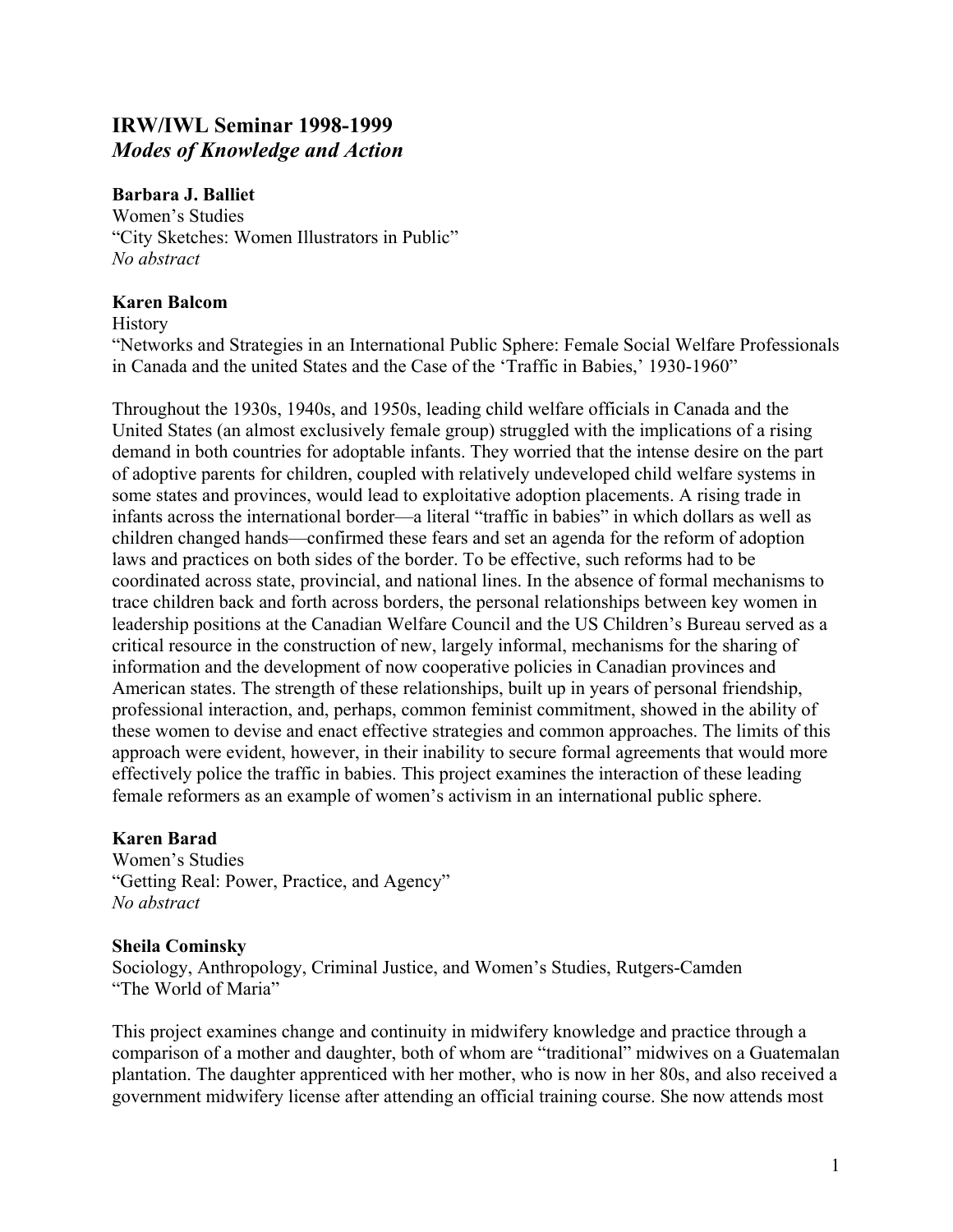## IRW/IWL Seminar 1998-1999
### *Modes of Knowledge and Action*

**Barbara J. Balliet**
Women's Studies
"City Sketches: Women Illustrators in Public"
*No abstract*

**Karen Balcom**
History
"Networks and Strategies in an International Public Sphere: Female Social Welfare Professionals in Canada and the united States and the Case of the 'Traffic in Babies,' 1930-1960"

Throughout the 1930s, 1940s, and 1950s, leading child welfare officials in Canada and the United States (an almost exclusively female group) struggled with the implications of a rising demand in both countries for adoptable infants. They worried that the intense desire on the part of adoptive parents for children, coupled with relatively undeveloped child welfare systems in some states and provinces, would lead to exploitative adoption placements. A rising trade in infants across the international border—a literal "traffic in babies" in which dollars as well as children changed hands—confirmed these fears and set an agenda for the reform of adoption laws and practices on both sides of the border. To be effective, such reforms had to be coordinated across state, provincial, and national lines. In the absence of formal mechanisms to trace children back and forth across borders, the personal relationships between key women in leadership positions at the Canadian Welfare Council and the US Children's Bureau served as a critical resource in the construction of new, largely informal, mechanisms for the sharing of information and the development of now cooperative policies in Canadian provinces and American states. The strength of these relationships, built up in years of personal friendship, professional interaction, and, perhaps, common feminist commitment, showed in the ability of these women to devise and enact effective strategies and common approaches. The limits of this approach were evident, however, in their inability to secure formal agreements that would more effectively police the traffic in babies. This project examines the interaction of these leading female reformers as an example of women's activism in an international public sphere.

**Karen Barad**
Women's Studies
"Getting Real: Power, Practice, and Agency"
*No abstract*

**Sheila Cominsky**
Sociology, Anthropology, Criminal Justice, and Women's Studies, Rutgers-Camden
"The World of Maria"

This project examines change and continuity in midwifery knowledge and practice through a comparison of a mother and daughter, both of whom are "traditional" midwives on a Guatemalan plantation. The daughter apprenticed with her mother, who is now in her 80s, and also received a government midwifery license after attending an official training course. She now attends most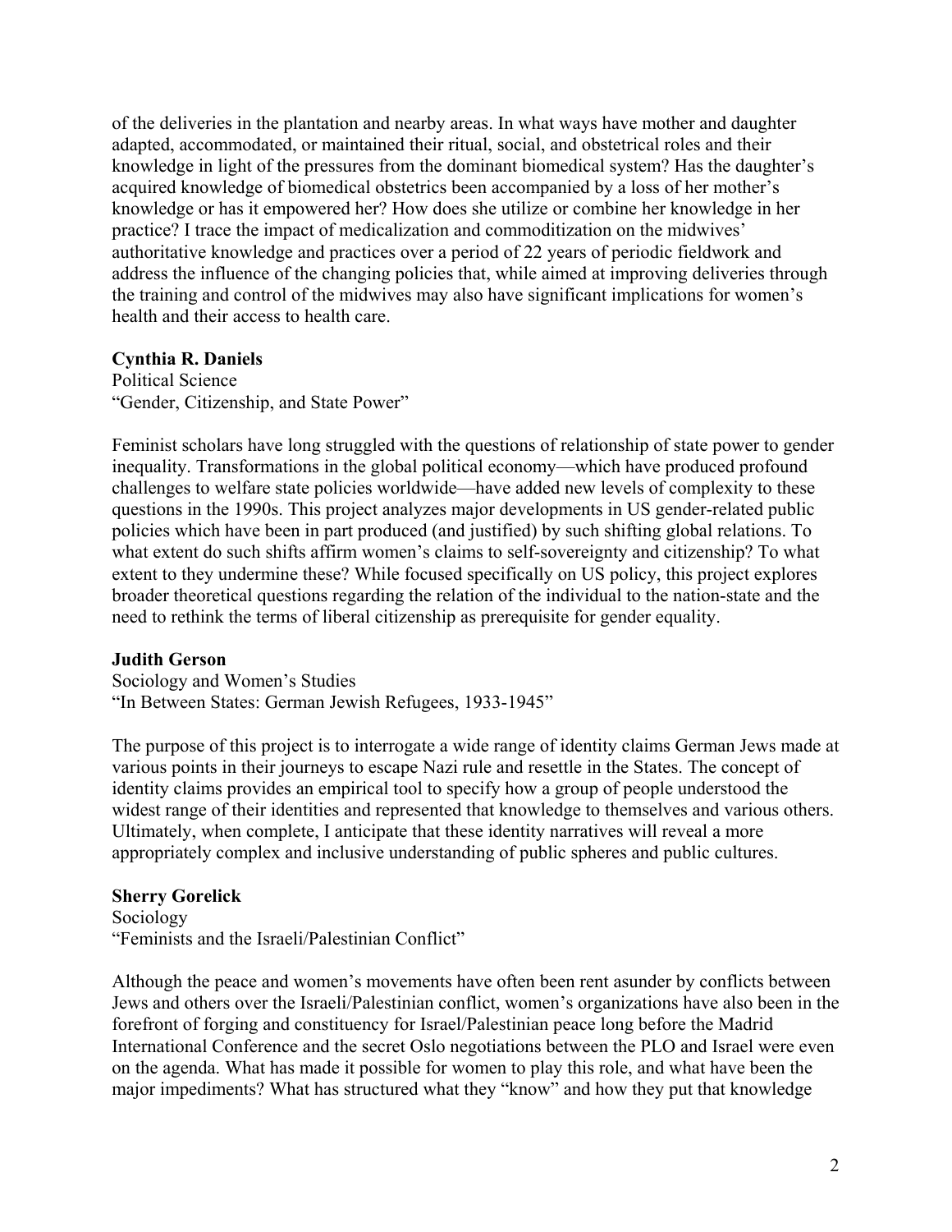of the deliveries in the plantation and nearby areas. In what ways have mother and daughter adapted, accommodated, or maintained their ritual, social, and obstetrical roles and their knowledge in light of the pressures from the dominant biomedical system? Has the daughter's acquired knowledge of biomedical obstetrics been accompanied by a loss of her mother's knowledge or has it empowered her? How does she utilize or combine her knowledge in her practice? I trace the impact of medicalization and commoditization on the midwives' authoritative knowledge and practices over a period of 22 years of periodic fieldwork and address the influence of the changing policies that, while aimed at improving deliveries through the training and control of the midwives may also have significant implications for women's health and their access to health care.

**Cynthia R. Daniels**
Political Science
"Gender, Citizenship, and State Power"

Feminist scholars have long struggled with the questions of relationship of state power to gender inequality. Transformations in the global political economy—which have produced profound challenges to welfare state policies worldwide—have added new levels of complexity to these questions in the 1990s. This project analyzes major developments in US gender-related public policies which have been in part produced (and justified) by such shifting global relations. To what extent do such shifts affirm women's claims to self-sovereignty and citizenship? To what extent to they undermine these? While focused specifically on US policy, this project explores broader theoretical questions regarding the relation of the individual to the nation-state and the need to rethink the terms of liberal citizenship as prerequisite for gender equality.

**Judith Gerson**
Sociology and Women's Studies
"In Between States: German Jewish Refugees, 1933-1945"

The purpose of this project is to interrogate a wide range of identity claims German Jews made at various points in their journeys to escape Nazi rule and resettle in the States. The concept of identity claims provides an empirical tool to specify how a group of people understood the widest range of their identities and represented that knowledge to themselves and various others. Ultimately, when complete, I anticipate that these identity narratives will reveal a more appropriately complex and inclusive understanding of public spheres and public cultures.

**Sherry Gorelick**
Sociology
"Feminists and the Israeli/Palestinian Conflict"

Although the peace and women's movements have often been rent asunder by conflicts between Jews and others over the Israeli/Palestinian conflict, women's organizations have also been in the forefront of forging and constituency for Israel/Palestinian peace long before the Madrid International Conference and the secret Oslo negotiations between the PLO and Israel were even on the agenda. What has made it possible for women to play this role, and what have been the major impediments? What has structured what they "know" and how they put that knowledge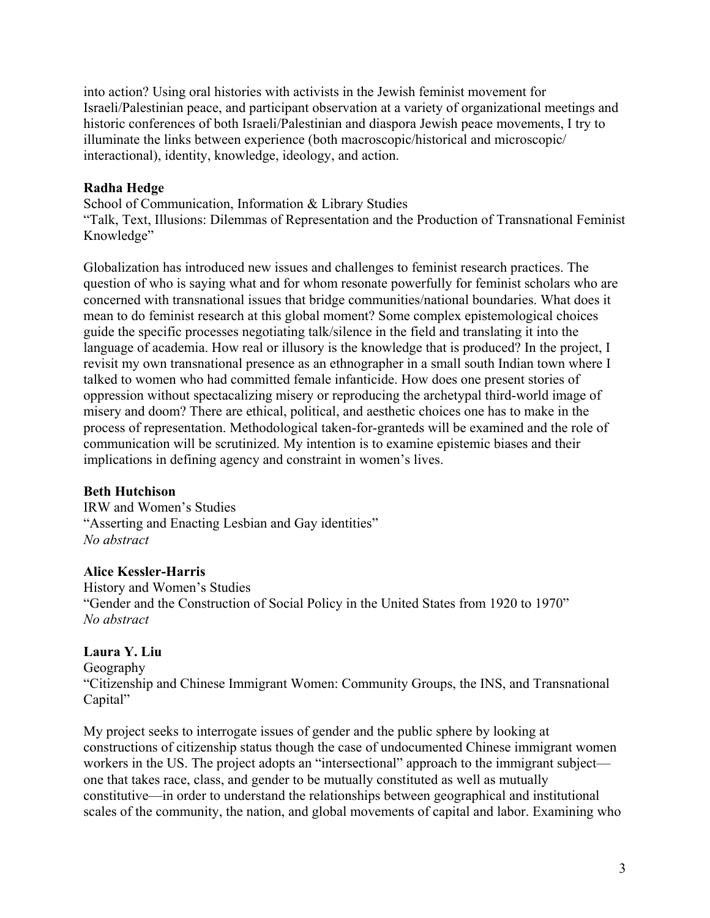into action? Using oral histories with activists in the Jewish feminist movement for Israeli/Palestinian peace, and participant observation at a variety of organizational meetings and historic conferences of both Israeli/Palestinian and diaspora Jewish peace movements, I try to illuminate the links between experience (both macroscopic/historical and microscopic/interactional), identity, knowledge, ideology, and action.

**Radha Hedge**
School of Communication, Information & Library Studies
"Talk, Text, Illusions: Dilemmas of Representation and the Production of Transnational Feminist Knowledge"

Globalization has introduced new issues and challenges to feminist research practices. The question of who is saying what and for whom resonate powerfully for feminist scholars who are concerned with transnational issues that bridge communities/national boundaries. What does it mean to do feminist research at this global moment? Some complex epistemological choices guide the specific processes negotiating talk/silence in the field and translating it into the language of academia. How real or illusory is the knowledge that is produced? In the project, I revisit my own transnational presence as an ethnographer in a small south Indian town where I talked to women who had committed female infanticide. How does one present stories of oppression without spectacalizing misery or reproducing the archetypal third-world image of misery and doom? There are ethical, political, and aesthetic choices one has to make in the process of representation. Methodological taken-for-granteds will be examined and the role of communication will be scrutinized. My intention is to examine epistemic biases and their implications in defining agency and constraint in women's lives.

**Beth Hutchison**
IRW and Women's Studies
"Asserting and Enacting Lesbian and Gay identities"
*No abstract*

**Alice Kessler-Harris**
History and Women's Studies
"Gender and the Construction of Social Policy in the United States from 1920 to 1970"
*No abstract*

**Laura Y. Liu**
Geography
"Citizenship and Chinese Immigrant Women: Community Groups, the INS, and Transnational Capital"

My project seeks to interrogate issues of gender and the public sphere by looking at constructions of citizenship status though the case of undocumented Chinese immigrant women workers in the US. The project adopts an "intersectional" approach to the immigrant subject—one that takes race, class, and gender to be mutually constituted as well as mutually constitutive—in order to understand the relationships between geographical and institutional scales of the community, the nation, and global movements of capital and labor. Examining who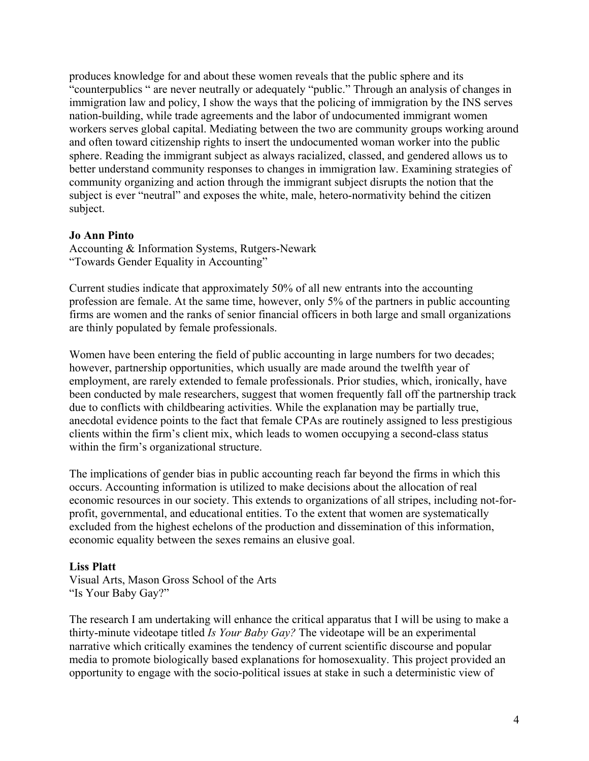produces knowledge for and about these women reveals that the public sphere and its "counterpublics " are never neutrally or adequately "public." Through an analysis of changes in immigration law and policy, I show the ways that the policing of immigration by the INS serves nation-building, while trade agreements and the labor of undocumented immigrant women workers serves global capital. Mediating between the two are community groups working around and often toward citizenship rights to insert the undocumented woman worker into the public sphere. Reading the immigrant subject as always racialized, classed, and gendered allows us to better understand community responses to changes in immigration law. Examining strategies of community organizing and action through the immigrant subject disrupts the notion that the subject is ever "neutral" and exposes the white, male, hetero-normativity behind the citizen subject.

**Jo Ann Pinto**
Accounting & Information Systems, Rutgers-Newark
"Towards Gender Equality in Accounting"

Current studies indicate that approximately 50% of all new entrants into the accounting profession are female. At the same time, however, only 5% of the partners in public accounting firms are women and the ranks of senior financial officers in both large and small organizations are thinly populated by female professionals.

Women have been entering the field of public accounting in large numbers for two decades; however, partnership opportunities, which usually are made around the twelfth year of employment, are rarely extended to female professionals. Prior studies, which, ironically, have been conducted by male researchers, suggest that women frequently fall off the partnership track due to conflicts with childbearing activities. While the explanation may be partially true, anecdotal evidence points to the fact that female CPAs are routinely assigned to less prestigious clients within the firm's client mix, which leads to women occupying a second-class status within the firm's organizational structure.

The implications of gender bias in public accounting reach far beyond the firms in which this occurs. Accounting information is utilized to make decisions about the allocation of real economic resources in our society. This extends to organizations of all stripes, including not-for-profit, governmental, and educational entities. To the extent that women are systematically excluded from the highest echelons of the production and dissemination of this information, economic equality between the sexes remains an elusive goal.

**Liss Platt**
Visual Arts, Mason Gross School of the Arts
"Is Your Baby Gay?"

The research I am undertaking will enhance the critical apparatus that I will be using to make a thirty-minute videotape titled *Is Your Baby Gay?* The videotape will be an experimental narrative which critically examines the tendency of current scientific discourse and popular media to promote biologically based explanations for homosexuality. This project provided an opportunity to engage with the socio-political issues at stake in such a deterministic view of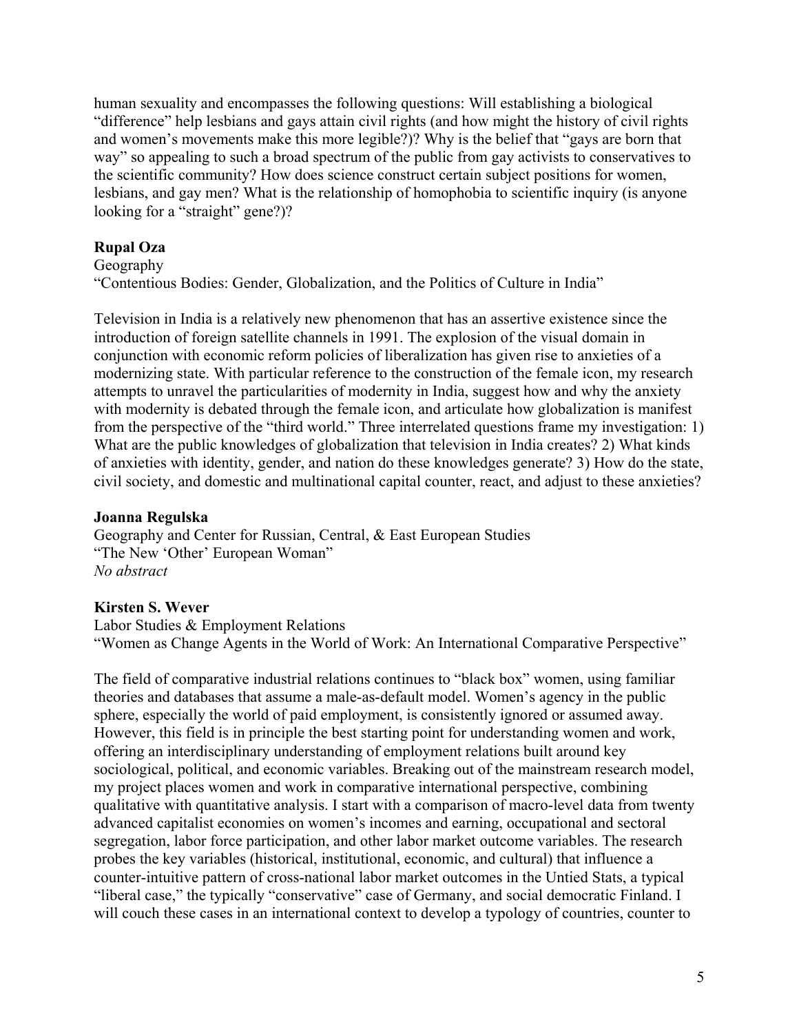human sexuality and encompasses the following questions: Will establishing a biological "difference" help lesbians and gays attain civil rights (and how might the history of civil rights and women's movements make this more legible?)? Why is the belief that "gays are born that way" so appealing to such a broad spectrum of the public from gay activists to conservatives to the scientific community? How does science construct certain subject positions for women, lesbians, and gay men? What is the relationship of homophobia to scientific inquiry (is anyone looking for a "straight" gene?)?

**Rupal Oza**
Geography
"Contentious Bodies: Gender, Globalization, and the Politics of Culture in India"

Television in India is a relatively new phenomenon that has an assertive existence since the introduction of foreign satellite channels in 1991. The explosion of the visual domain in conjunction with economic reform policies of liberalization has given rise to anxieties of a modernizing state. With particular reference to the construction of the female icon, my research attempts to unravel the particularities of modernity in India, suggest how and why the anxiety with modernity is debated through the female icon, and articulate how globalization is manifest from the perspective of the "third world." Three interrelated questions frame my investigation: 1) What are the public knowledges of globalization that television in India creates? 2) What kinds of anxieties with identity, gender, and nation do these knowledges generate? 3) How do the state, civil society, and domestic and multinational capital counter, react, and adjust to these anxieties?

**Joanna Regulska**
Geography and Center for Russian, Central, & East European Studies
"The New 'Other' European Woman"
*No abstract*

**Kirsten S. Wever**
Labor Studies & Employment Relations
"Women as Change Agents in the World of Work: An International Comparative Perspective"

The field of comparative industrial relations continues to "black box" women, using familiar theories and databases that assume a male-as-default model. Women's agency in the public sphere, especially the world of paid employment, is consistently ignored or assumed away. However, this field is in principle the best starting point for understanding women and work, offering an interdisciplinary understanding of employment relations built around key sociological, political, and economic variables. Breaking out of the mainstream research model, my project places women and work in comparative international perspective, combining qualitative with quantitative analysis. I start with a comparison of macro-level data from twenty advanced capitalist economies on women's incomes and earning, occupational and sectoral segregation, labor force participation, and other labor market outcome variables. The research probes the key variables (historical, institutional, economic, and cultural) that influence a counter-intuitive pattern of cross-national labor market outcomes in the Untied Stats, a typical "liberal case," the typically "conservative" case of Germany, and social democratic Finland. I will couch these cases in an international context to develop a typology of countries, counter to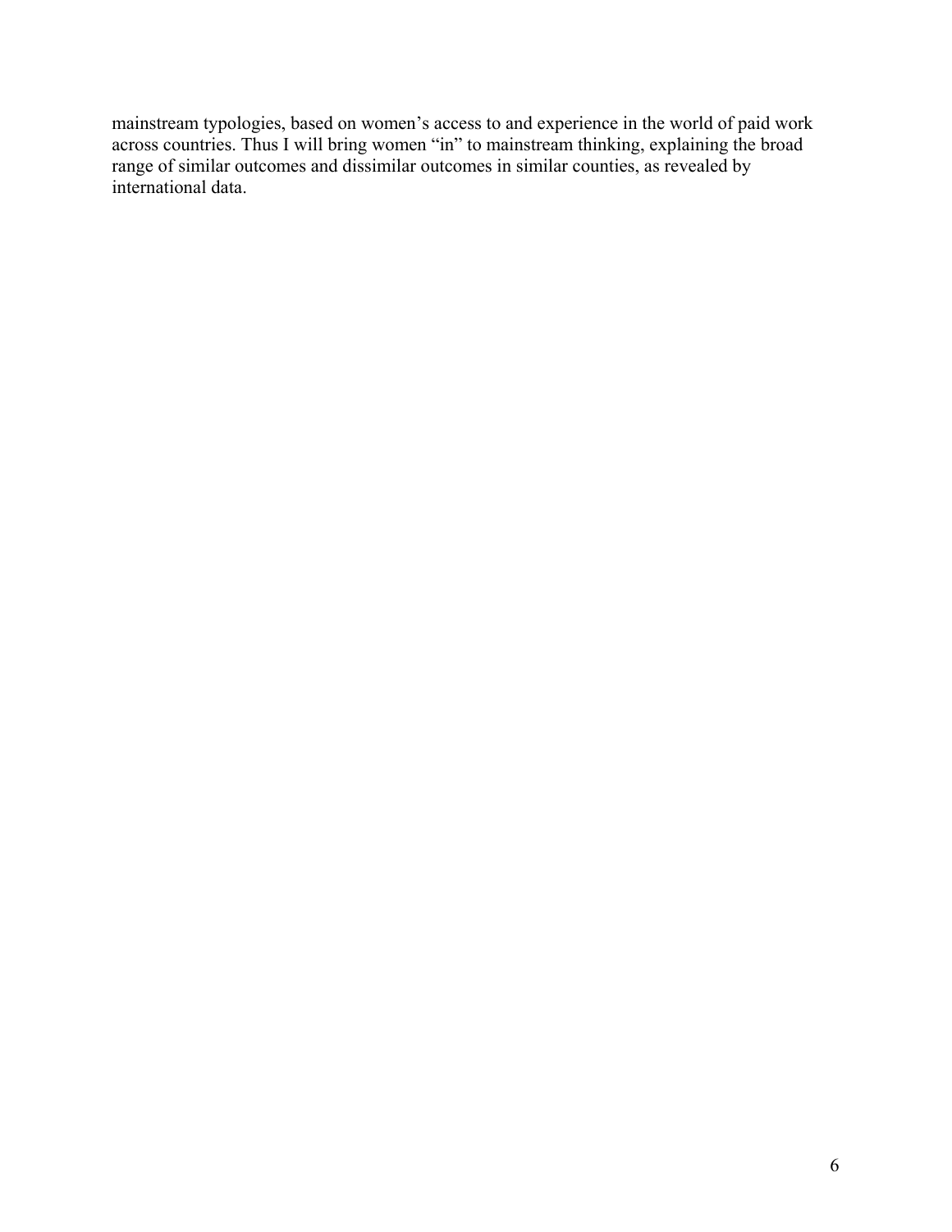mainstream typologies, based on women's access to and experience in the world of paid work across countries. Thus I will bring women "in" to mainstream thinking, explaining the broad range of similar outcomes and dissimilar outcomes in similar counties, as revealed by international data.